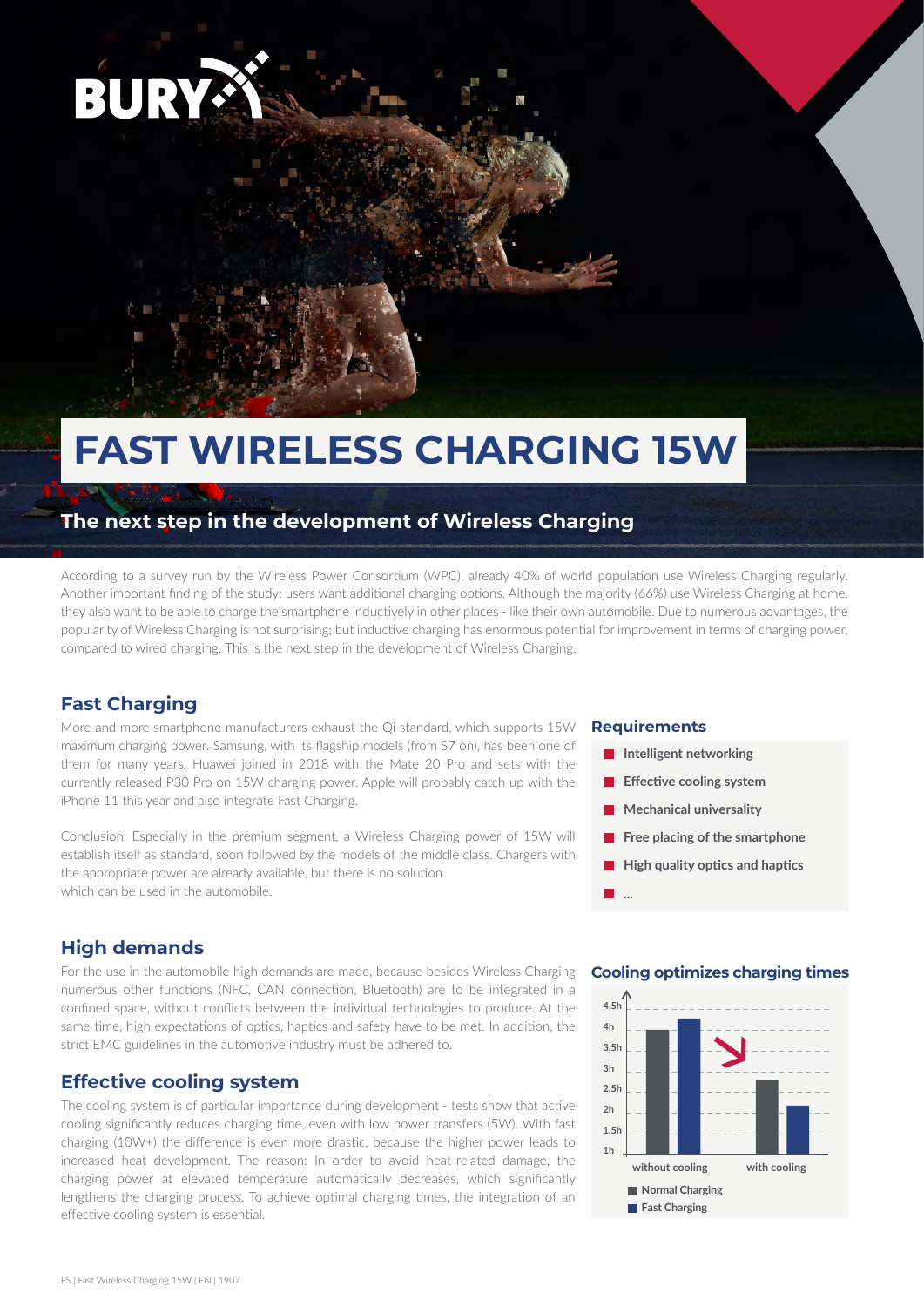BURY

# FAST WIRELESS CHARGING 15W

## The next step in the development of Wireless Charging

According to a survey run by the Wireless Power Consortium (WPC), already 40% of world population use Wireless Charging regularly. Another important finding of the study: users want additional charging options. Although the majority (66%) use Wireless Charging at home, they also want to be able to charge the smartphone inductively in other places - like their own automobile. Due to numerous advantages, the popularity of Wireless Charging is not surprising; but inductive charging has enormous potential for improvement in terms of charging power, compared to wired charging. This is the next step in the development of Wireless Charging.

## Fast Charging

More and more smartphone manufacturers exhaust the Qi standard, which supports 15W maximum charging power. Samsung, with its flagship models (from S7 on), has been one of them for many years. Huawei joined in 2018 with the Mate 20 Pro and sets with the currently released P30 Pro on 15W charging power. Apple will probably catch up with the iPhone 11 this year and also integrate Fast Charging.

Conclusion: Especially in the premium segment, a Wireless Charging power of 15W will establish itself as standard, soon followed by the models of the middle class. Chargers with the appropriate power are already available, but there is no solution which can be used in the automobile.

### Requirements

- **Intelligent networking**
- **Effective cooling system**
- **Mechanical universality**
- **Free placing of the smartphone**
- **High quality optics and haptics**
- **...**

## High demands

For the use in the automobile high demands are made, because besides Wireless Charging numerous other functions (NFC, CAN connection, Bluetooth) are to be integrated in a confined space, without conflicts between the individual technologies to produce. At the same time, high expectations of optics, haptics and safety have to be met. In addition, the strict EMC guidelines in the automotive industry must be adhered to.

## Effective cooling system

The cooling system is of particular importance during development - tests show that active cooling significantly reduces charging time, even with low power transfers (5W). With fast charging (10W+) the difference is even more drastic, because the higher power leads to increased heat development. The reason: In order to avoid heat-related damage, the charging power at elevated temperature automatically decreases, which significantly lengthens the charging process. To achieve optimal charging times, the integration of an effective cooling system is essential.

### Cooling optimizes charging times

Chart axis: 1h, 1,5h, 2h, 2,5h, 3h, 3,5h, 4h, 4,5h

Categories: without cooling, with cooling

Legend: Normal Charging, Fast Charging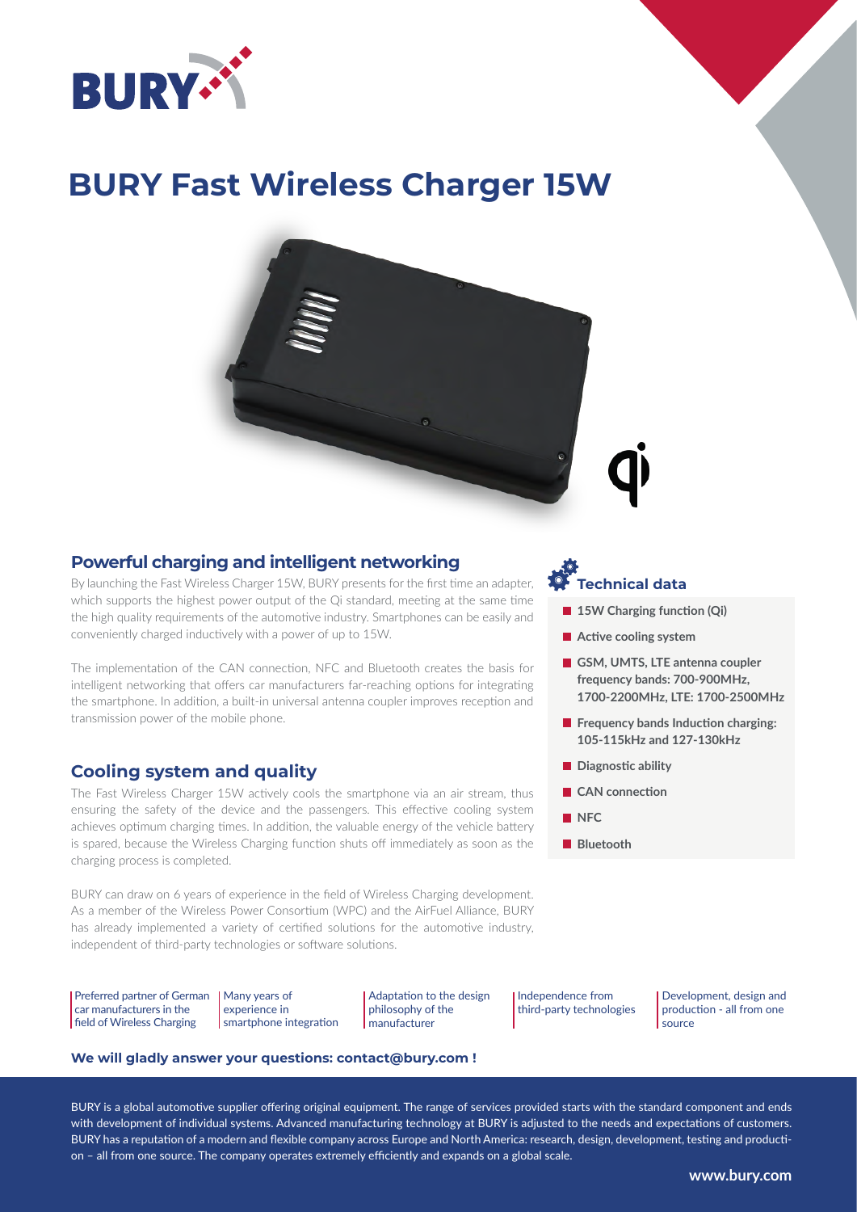BURY

# BURY Fast Wireless Charger 15W

## Powerful charging and intelligent networking

By launching the Fast Wireless Charger 15W, BURY presents for the first time an adapter, which supports the highest power output of the Qi standard, meeting at the same time the high quality requirements of the automotive industry. Smartphones can be easily and conveniently charged inductively with a power of up to 15W.

The implementation of the CAN connection, NFC and Bluetooth creates the basis for intelligent networking that offers car manufacturers far-reaching options for integrating the smartphone. In addition, a built-in universal antenna coupler improves reception and transmission power of the mobile phone.

## Cooling system and quality

The Fast Wireless Charger 15W actively cools the smartphone via an air stream, thus ensuring the safety of the device and the passengers. This effective cooling system achieves optimum charging times. In addition, the valuable energy of the vehicle battery is spared, because the Wireless Charging function shuts off immediately as soon as the charging process is completed.

BURY can draw on 6 years of experience in the field of Wireless Charging development. As a member of the Wireless Power Consortium (WPC) and the AirFuel Alliance, BURY has already implemented a variety of certified solutions for the automotive industry, independent of third-party technologies or software solutions.

## Technical data

- **15W Charging function (Qi)**
- **Active cooling system**
- **GSM, UMTS, LTE antenna coupler frequency bands: 700-900MHz, 1700-2200MHz, LTE: 1700-2500MHz**
- **Frequency bands Induction charging: 105-115kHz and 127-130kHz**
- **Diagnostic ability**
- **CAN connection**
- **NFC**
- **Bluetooth**

Preferred partner of German car manufacturers in the field of Wireless Charging

Many years of experience in smartphone integration

Adaptation to the design philosophy of the manufacturer

Independence from third-party technologies

Development, design and production - all from one source

**We will gladly answer your questions: contact@bury.com !**

BURY is a global automotive supplier offering original equipment. The range of services provided starts with the standard component and ends with development of individual systems. Advanced manufacturing technology at BURY is adjusted to the needs and expectations of customers. BURY has a reputation of a modern and flexible company across Europe and North America: research, design, development, testing and production – all from one source. The company operates extremely efficiently and expands on a global scale.

**www.bury.com**